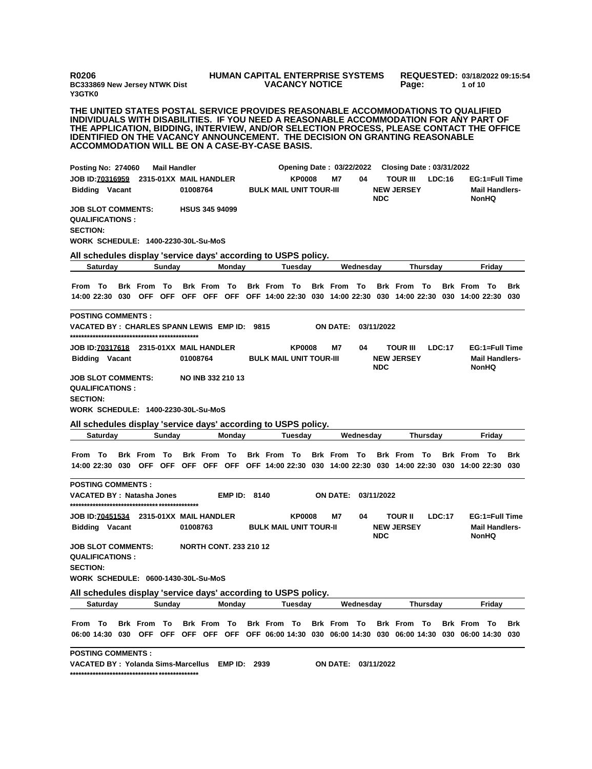**R0206** **HUMAN CAPITAL ENTERPRISE SYSTEMS** **REQUESTED: 03/18/2022 09:15:54**
**BC333869 New Jersey NTWK Dist** **VACANCY NOTICE**
**Y3GTK0**

**THE UNITED STATES POSTAL SERVICE PROVIDES REASONABLE ACCOMMODATIONS TO QUALIFIED INDIVIDUALS WITH DISABILITIES. IF YOU NEED A REASONABLE ACCOMMODATION FOR ANY PART OF THE APPLICATION, BIDDING, INTERVIEW, AND/OR SELECTION PROCESS, PLEASE CONTACT THE OFFICE IDENTIFIED ON THE VACANCY ANNOUNCEMENT. THE DECISION ON GRANTING REASONABLE ACCOMMODATION WILL BE ON A CASE-BY-CASE BASIS.**

**Posting No: 274060** **Mail Handler** **Opening Date : 03/22/2022** **Closing Date : 03/31/2022**

**JOB ID:70316959** **2315-01XX MAIL HANDLER** **KP0008** **M7** **04** **TOUR III** **LDC:16** **EG:1=Full Time**
**Bidding Vacant** **01008764** **BULK MAIL UNIT TOUR-III** **NEW JERSEY NDC** **Mail Handlers-NonHQ**

**JOB SLOT COMMENTS:** **HSUS 345 94099**
**QUALIFICATIONS :**
**SECTION:**
**WORK SCHEDULE: 1400-2230-30L-Su-MoS**

**All schedules display 'service days' according to USPS policy.**

| Saturday | | | Sunday | | | Monday | | | Tuesday | | | Wednesday | | | Thursday | | | Friday | | |
|---|---|---|---|---|---|---|---|---|---|---|---|---|---|---|---|---|---|---|---|---|
| From | To | Brk | From | To | Brk | From | To | Brk | From | To | Brk | From | To | Brk | From | To | Brk | From | To | Brk |
| 14:00 | 22:30 | 030 | OFF | OFF | OFF | OFF | OFF | OFF | 14:00 | 22:30 | 030 | 14:00 | 22:30 | 030 | 14:00 | 22:30 | 030 | 14:00 | 22:30 | 030 |

**POSTING COMMENTS :**
**VACATED BY : CHARLES SPANN LEWIS EMP ID: 9815** **ON DATE: 03/11/2022**
**********************************************

**JOB ID:70317618** **2315-01XX MAIL HANDLER** **KP0008** **M7** **04** **TOUR III** **LDC:17** **EG:1=Full Time**
**Bidding Vacant** **01008764** **BULK MAIL UNIT TOUR-III** **NEW JERSEY NDC** **Mail Handlers-NonHQ**

**JOB SLOT COMMENTS:** **NO INB 332 210 13**
**QUALIFICATIONS :**
**SECTION:**
**WORK SCHEDULE: 1400-2230-30L-Su-MoS**

**All schedules display 'service days' according to USPS policy.**

| Saturday | | | Sunday | | | Monday | | | Tuesday | | | Wednesday | | | Thursday | | | Friday | | |
|---|---|---|---|---|---|---|---|---|---|---|---|---|---|---|---|---|---|---|---|---|
| From | To | Brk | From | To | Brk | From | To | Brk | From | To | Brk | From | To | Brk | From | To | Brk | From | To | Brk |
| 14:00 | 22:30 | 030 | OFF | OFF | OFF | OFF | OFF | OFF | 14:00 | 22:30 | 030 | 14:00 | 22:30 | 030 | 14:00 | 22:30 | 030 | 14:00 | 22:30 | 030 |

**POSTING COMMENTS :**
**VACATED BY : Natasha Jones** **EMP ID: 8140** **ON DATE: 03/11/2022**
**********************************************

**JOB ID:70451534** **2315-01XX MAIL HANDLER** **KP0008** **M7** **04** **TOUR II** **LDC:17** **EG:1=Full Time**
**Bidding Vacant** **01008763** **BULK MAIL UNIT TOUR-II** **NEW JERSEY NDC** **Mail Handlers-NonHQ**

**JOB SLOT COMMENTS:** **NORTH CONT. 233 210 12**
**QUALIFICATIONS :**
**SECTION:**
**WORK SCHEDULE: 0600-1430-30L-Su-MoS**

**All schedules display 'service days' according to USPS policy.**

| Saturday | | | Sunday | | | Monday | | | Tuesday | | | Wednesday | | | Thursday | | | Friday | | |
|---|---|---|---|---|---|---|---|---|---|---|---|---|---|---|---|---|---|---|---|---|
| From | To | Brk | From | To | Brk | From | To | Brk | From | To | Brk | From | To | Brk | From | To | Brk | From | To | Brk |
| 06:00 | 14:30 | 030 | OFF | OFF | OFF | OFF | OFF | OFF | 06:00 | 14:30 | 030 | 06:00 | 14:30 | 030 | 06:00 | 14:30 | 030 | 06:00 | 14:30 | 030 |

**POSTING COMMENTS :**
**VACATED BY : Yolanda Sims-Marcellus EMP ID: 2939** **ON DATE: 03/11/2022**
**********************************************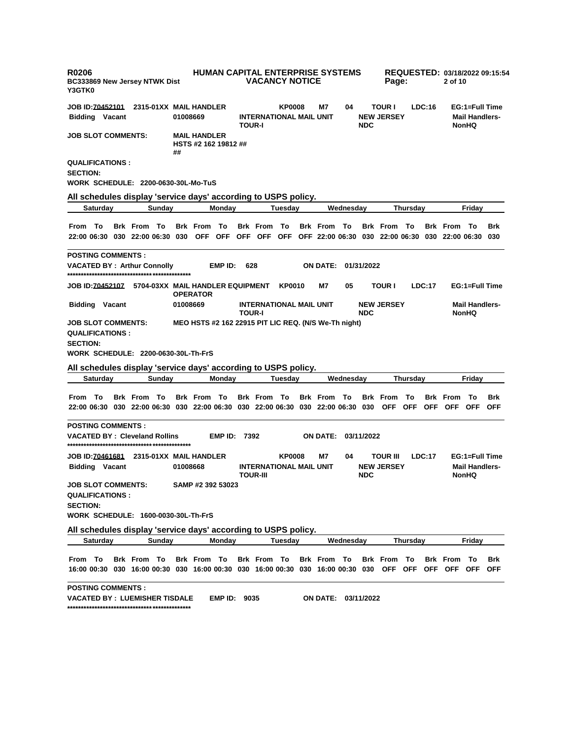R0206 **HUMAN CAPITAL ENTERPRISE SYSTEMS** REQUESTED: 03/18/2022 09:15:54
BC333869 New Jersey NTWK Dist **VACANCY NOTICE**
Y3GTK0

**JOB ID:70452101** 2315-01XX MAIL HANDLER KP0008 M7 04 TOUR I LDC:16 EG:1=Full Time
Bidding Vacant 01008669 INTERNATIONAL MAIL UNIT TOUR-I NEW JERSEY NDC Mail Handlers-NonHQ

**JOB SLOT COMMENTS:** MAIL HANDLER HSTS #2 162 19812 ## ##

**QUALIFICATIONS :**

**SECTION:**

**WORK SCHEDULE:** 2200-0630-30L-Mo-TuS

**All schedules display 'service days' according to USPS policy.**

| Saturday | | | Sunday | | | Monday | | | Tuesday | | | Wednesday | | | Thursday | | | Friday | | |
|---|---|---|---|---|---|---|---|---|---|---|---|---|---|---|---|---|---|---|---|---|
| From | To | Brk | From | To | Brk | From | To | Brk | From | To | Brk | From | To | Brk | From | To | Brk | From | To | Brk |
| 22:00 | 06:30 | 030 | 22:00 | 06:30 | 030 | OFF | OFF | OFF | OFF | OFF | OFF | 22:00 | 06:30 | 030 | 22:00 | 06:30 | 030 | 22:00 | 06:30 | 030 |

**POSTING COMMENTS :**

**VACATED BY :** Arthur Connolly EMP ID: 628 ON DATE: 01/31/2022

***********************************************

**JOB ID:70452107** 5704-03XX MAIL HANDLER EQUIPMENT OPERATOR KP0010 M7 05 TOUR I LDC:17 EG:1=Full Time
Bidding Vacant 01008669 INTERNATIONAL MAIL UNIT TOUR-I NEW JERSEY NDC Mail Handlers-NonHQ

**JOB SLOT COMMENTS:** MEO HSTS #2 162 22915 PIT LIC REQ. (N/S We-Th night)

**QUALIFICATIONS :**

**SECTION:**

**WORK SCHEDULE:** 2200-0630-30L-Th-FrS

**All schedules display 'service days' according to USPS policy.**

| Saturday | | | Sunday | | | Monday | | | Tuesday | | | Wednesday | | | Thursday | | | Friday | | |
|---|---|---|---|---|---|---|---|---|---|---|---|---|---|---|---|---|---|---|---|---|
| From | To | Brk | From | To | Brk | From | To | Brk | From | To | Brk | From | To | Brk | From | To | Brk | From | To | Brk |
| 22:00 | 06:30 | 030 | 22:00 | 06:30 | 030 | 22:00 | 06:30 | 030 | 22:00 | 06:30 | 030 | 22:00 | 06:30 | 030 | OFF | OFF | OFF | OFF | OFF | OFF |

**POSTING COMMENTS :**

**VACATED BY :** Cleveland Rollins EMP ID: 7392 ON DATE: 03/11/2022

***********************************************

**JOB ID:70461681** 2315-01XX MAIL HANDLER KP0008 M7 04 TOUR III LDC:17 EG:1=Full Time
Bidding Vacant 01008668 INTERNATIONAL MAIL UNIT TOUR-III NEW JERSEY NDC Mail Handlers-NonHQ

**JOB SLOT COMMENTS:** SAMP #2 392 53023

**QUALIFICATIONS :**

**SECTION:**

**WORK SCHEDULE:** 1600-0030-30L-Th-FrS

**All schedules display 'service days' according to USPS policy.**

| Saturday | | | Sunday | | | Monday | | | Tuesday | | | Wednesday | | | Thursday | | | Friday | | |
|---|---|---|---|---|---|---|---|---|---|---|---|---|---|---|---|---|---|---|---|---|
| From | To | Brk | From | To | Brk | From | To | Brk | From | To | Brk | From | To | Brk | From | To | Brk | From | To | Brk |
| 16:00 | 00:30 | 030 | 16:00 | 00:30 | 030 | 16:00 | 00:30 | 030 | 16:00 | 00:30 | 030 | 16:00 | 00:30 | 030 | OFF | OFF | OFF | OFF | OFF | OFF |

**POSTING COMMENTS :**

**VACATED BY :** LUEMISHER TISDALE EMP ID: 9035 ON DATE: 03/11/2022

***********************************************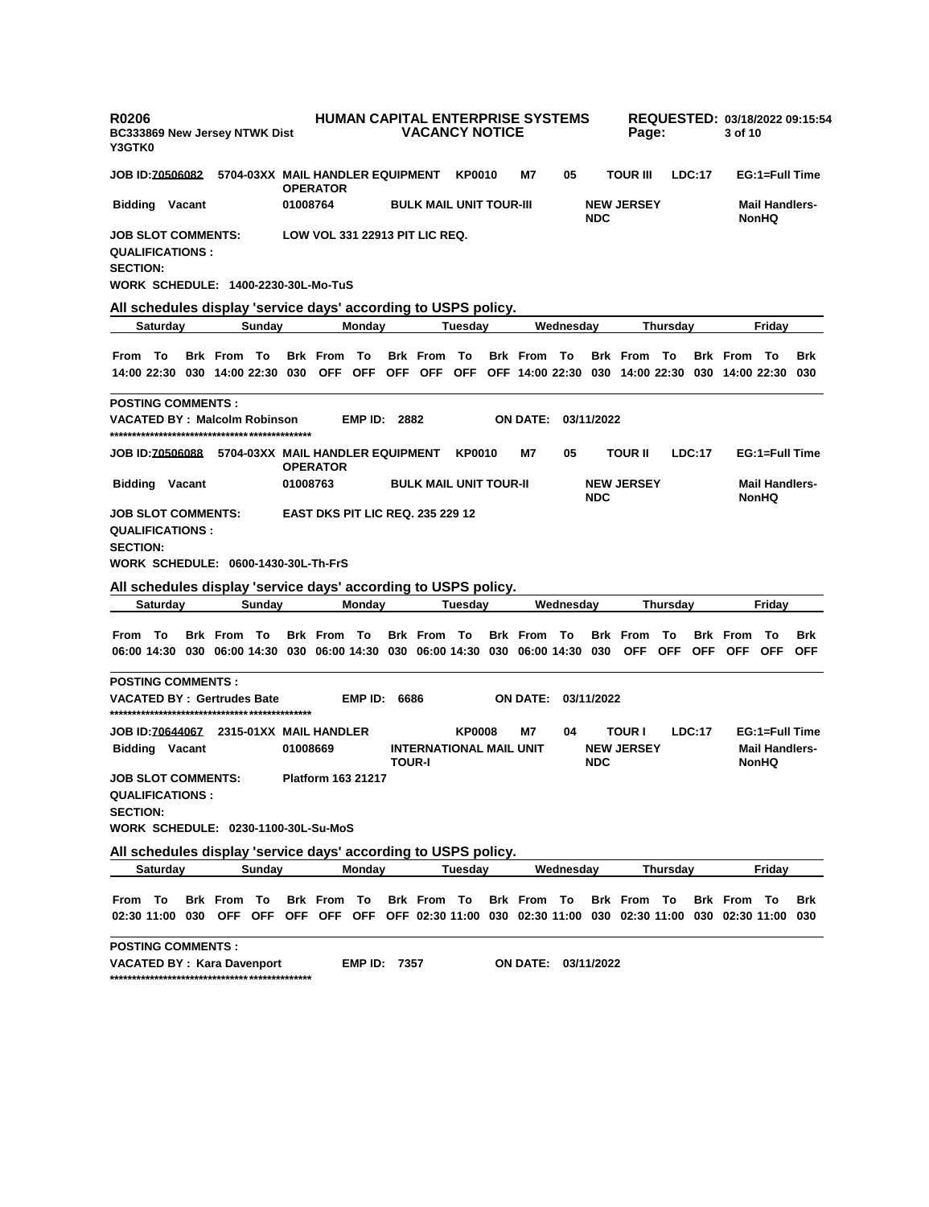**R0206** | **HUMAN CAPITAL ENTERPRISE SYSTEMS** | **REQUESTED: 03/18/2022 09:15:54**

**BC333869 New Jersey NTWK Dist** | **VACANCY NOTICE**

**Y3GTK0**

**JOB ID:70506082** **5704-03XX MAIL HANDLER EQUIPMENT OPERATOR** **KP0010** **M7** **05** **TOUR III** **LDC:17** **EG:1=Full Time**

**Bidding Vacant** **01008764** **BULK MAIL UNIT TOUR-III** **NEW JERSEY NDC** **Mail Handlers-NonHQ**

**JOB SLOT COMMENTS:** **LOW VOL 331 22913 PIT LIC REQ.**

**QUALIFICATIONS :**

**SECTION:**

**WORK SCHEDULE: 1400-2230-30L-Mo-TuS**

**All schedules display 'service days' according to USPS policy.**

| Saturday | | | Sunday | | | Monday | | | Tuesday | | | Wednesday | | | Thursday | | | Friday | | |
|---|---|---|---|---|---|---|---|---|---|---|---|---|---|---|---|---|---|---|---|---|
| From | To | Brk | From | To | Brk | From | To | Brk | From | To | Brk | From | To | Brk | From | To | Brk | From | To | Brk |
| 14:00 | 22:30 | 030 | 14:00 | 22:30 | 030 | OFF | OFF | OFF | OFF | OFF | OFF | 14:00 | 22:30 | 030 | 14:00 | 22:30 | 030 | 14:00 | 22:30 | 030 |

**POSTING COMMENTS :**

**VACATED BY : Malcolm Robinson** **EMP ID: 2882** **ON DATE: 03/11/2022**

*********************************************

**JOB ID:70506088** **5704-03XX MAIL HANDLER EQUIPMENT OPERATOR** **KP0010** **M7** **05** **TOUR II** **LDC:17** **EG:1=Full Time**

**Bidding Vacant** **01008763** **BULK MAIL UNIT TOUR-II** **NEW JERSEY NDC** **Mail Handlers-NonHQ**

**JOB SLOT COMMENTS:** **EAST DKS PIT LIC REQ. 235 229 12**

**QUALIFICATIONS :**

**SECTION:**

**WORK SCHEDULE: 0600-1430-30L-Th-FrS**

**All schedules display 'service days' according to USPS policy.**

| Saturday | | | Sunday | | | Monday | | | Tuesday | | | Wednesday | | | Thursday | | | Friday | | |
|---|---|---|---|---|---|---|---|---|---|---|---|---|---|---|---|---|---|---|---|---|
| From | To | Brk | From | To | Brk | From | To | Brk | From | To | Brk | From | To | Brk | From | To | Brk | From | To | Brk |
| 06:00 | 14:30 | 030 | 06:00 | 14:30 | 030 | 06:00 | 14:30 | 030 | 06:00 | 14:30 | 030 | 06:00 | 14:30 | 030 | OFF | OFF | OFF | OFF | OFF | OFF |

**POSTING COMMENTS :**

**VACATED BY : Gertrudes Bate** **EMP ID: 6686** **ON DATE: 03/11/2022**

*********************************************

**JOB ID:70644067** **2315-01XX MAIL HANDLER** **KP0008** **M7** **04** **TOUR I** **LDC:17** **EG:1=Full Time**

**Bidding Vacant** **01008669** **INTERNATIONAL MAIL UNIT TOUR-I** **NEW JERSEY NDC** **Mail Handlers-NonHQ**

**JOB SLOT COMMENTS:** **Platform 163 21217**

**QUALIFICATIONS :**

**SECTION:**

**WORK SCHEDULE: 0230-1100-30L-Su-MoS**

**All schedules display 'service days' according to USPS policy.**

| Saturday | | | Sunday | | | Monday | | | Tuesday | | | Wednesday | | | Thursday | | | Friday | | |
|---|---|---|---|---|---|---|---|---|---|---|---|---|---|---|---|---|---|---|---|---|
| From | To | Brk | From | To | Brk | From | To | Brk | From | To | Brk | From | To | Brk | From | To | Brk | From | To | Brk |
| 02:30 | 11:00 | 030 | OFF | OFF | OFF | OFF | OFF | OFF | 02:30 | 11:00 | 030 | 02:30 | 11:00 | 030 | 02:30 | 11:00 | 030 | 02:30 | 11:00 | 030 |

**POSTING COMMENTS :**

**VACATED BY : Kara Davenport** **EMP ID: 7357** **ON DATE: 03/11/2022**

*********************************************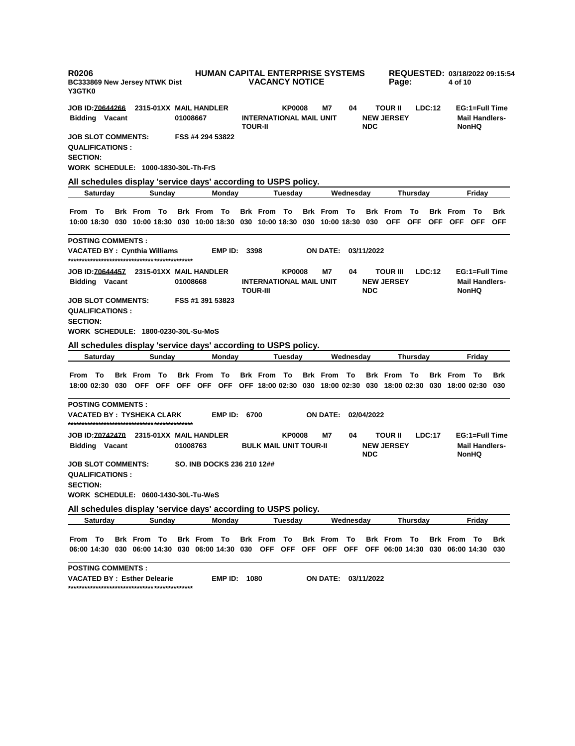**R0206** — **HUMAN CAPITAL ENTERPRISE SYSTEMS** — **REQUESTED: 03/18/2022 09:15:54**

**BC333869 New Jersey NTWK Dist** — **VACANCY NOTICE**

**Y3GTK0**

---

**JOB ID:70644266** **2315-01XX MAIL HANDLER** **KP0008** **M7** **04** **TOUR II** **LDC:12** **EG:1=Full Time**
**Bidding Vacant** **01008667** **INTERNATIONAL MAIL UNIT TOUR-II** **NEW JERSEY NDC** **Mail Handlers-NonHQ**

**JOB SLOT COMMENTS:** **FSS #4 294 53822**
**QUALIFICATIONS :**
**SECTION:**
**WORK SCHEDULE: 1000-1830-30L-Th-FrS**

**All schedules display 'service days' according to USPS policy.**

| Saturday | | | Sunday | | | Monday | | | Tuesday | | | Wednesday | | | Thursday | | | Friday | | |
|---|---|---|---|---|---|---|---|---|---|---|---|---|---|---|---|---|---|---|---|---|
| From | To | Brk | From | To | Brk | From | To | Brk | From | To | Brk | From | To | Brk | From | To | Brk | From | To | Brk |
| 10:00 | 18:30 | 030 | 10:00 | 18:30 | 030 | 10:00 | 18:30 | 030 | 10:00 | 18:30 | 030 | 10:00 | 18:30 | 030 | OFF | OFF | OFF | OFF | OFF | OFF |

**POSTING COMMENTS :**
**VACATED BY : Cynthia Williams** **EMP ID: 3398** **ON DATE: 03/11/2022**

**********************************************

**JOB ID:70644457** **2315-01XX MAIL HANDLER** **KP0008** **M7** **04** **TOUR III** **LDC:12** **EG:1=Full Time**
**Bidding Vacant** **01008668** **INTERNATIONAL MAIL UNIT TOUR-III** **NEW JERSEY NDC** **Mail Handlers-NonHQ**

**JOB SLOT COMMENTS:** **FSS #1 391 53823**
**QUALIFICATIONS :**
**SECTION:**
**WORK SCHEDULE: 1800-0230-30L-Su-MoS**

**All schedules display 'service days' according to USPS policy.**

| Saturday | | | Sunday | | | Monday | | | Tuesday | | | Wednesday | | | Thursday | | | Friday | | |
|---|---|---|---|---|---|---|---|---|---|---|---|---|---|---|---|---|---|---|---|---|
| From | To | Brk | From | To | Brk | From | To | Brk | From | To | Brk | From | To | Brk | From | To | Brk | From | To | Brk |
| 18:00 | 02:30 | 030 | OFF | OFF | OFF | OFF | OFF | OFF | 18:00 | 02:30 | 030 | 18:00 | 02:30 | 030 | 18:00 | 02:30 | 030 | 18:00 | 02:30 | 030 |

**POSTING COMMENTS :**
**VACATED BY : TYSHEKA CLARK** **EMP ID: 6700** **ON DATE: 02/04/2022**

**********************************************

**JOB ID:70742470** **2315-01XX MAIL HANDLER** **KP0008** **M7** **04** **TOUR II** **LDC:17** **EG:1=Full Time**
**Bidding Vacant** **01008763** **BULK MAIL UNIT TOUR-II** **NEW JERSEY NDC** **Mail Handlers-NonHQ**

**JOB SLOT COMMENTS:** **SO. INB DOCKS 236 210 12##**
**QUALIFICATIONS :**
**SECTION:**
**WORK SCHEDULE: 0600-1430-30L-Tu-WeS**

**All schedules display 'service days' according to USPS policy.**

| Saturday | | | Sunday | | | Monday | | | Tuesday | | | Wednesday | | | Thursday | | | Friday | | |
|---|---|---|---|---|---|---|---|---|---|---|---|---|---|---|---|---|---|---|---|---|
| From | To | Brk | From | To | Brk | From | To | Brk | From | To | Brk | From | To | Brk | From | To | Brk | From | To | Brk |
| 06:00 | 14:30 | 030 | 06:00 | 14:30 | 030 | 06:00 | 14:30 | 030 | OFF | OFF | OFF | OFF | OFF | OFF | 06:00 | 14:30 | 030 | 06:00 | 14:30 | 030 |

**POSTING COMMENTS :**
**VACATED BY : Esther Delearie** **EMP ID: 1080** **ON DATE: 03/11/2022**

**********************************************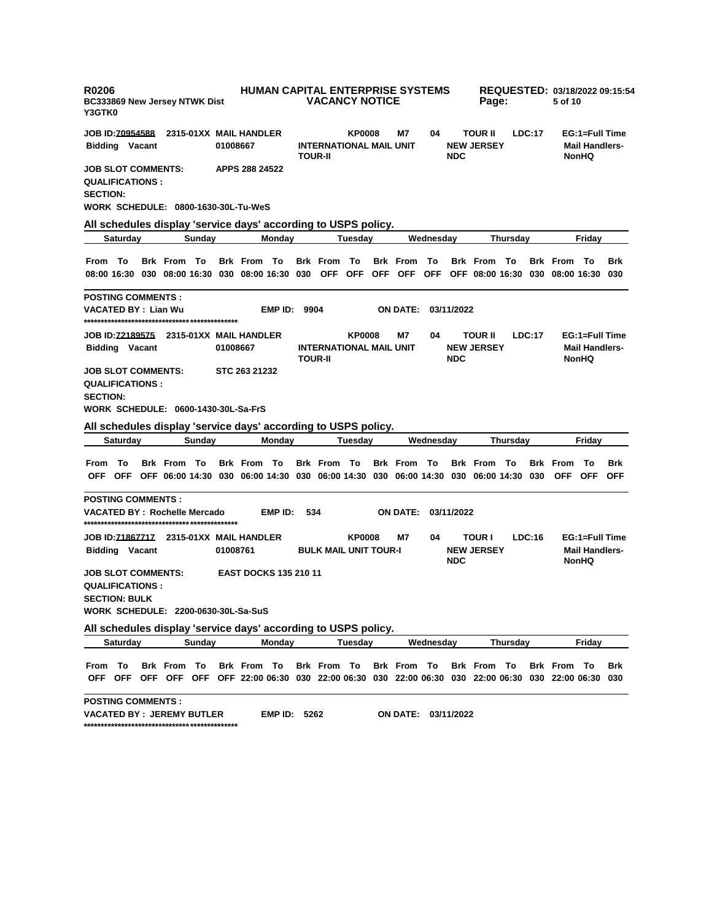**R0206** **HUMAN CAPITAL ENTERPRISE SYSTEMS** **REQUESTED: 03/18/2022 09:15:54**
**BC333869 New Jersey NTWK Dist** **VACANCY NOTICE**
**Y3GTK0**

**JOB ID:70954588** **2315-01XX MAIL HANDLER** **KP0008** **M7** **04** **TOUR II** **LDC:17** **EG:1=Full Time**
**Bidding Vacant** **01008667** **INTERNATIONAL MAIL UNIT TOUR-II** **NEW JERSEY NDC** **Mail Handlers-NonHQ**

**JOB SLOT COMMENTS:** **APPS 288 24522**
**QUALIFICATIONS :**
**SECTION:**
**WORK SCHEDULE: 0800-1630-30L-Tu-WeS**

**All schedules display 'service days' according to USPS policy.**

| Saturday | | | Sunday | | | Monday | | | Tuesday | | | Wednesday | | | Thursday | | | Friday | | |
|---|---|---|---|---|---|---|---|---|---|---|---|---|---|---|---|---|---|---|---|---|
| From | To | Brk | From | To | Brk | From | To | Brk | From | To | Brk | From | To | Brk | From | To | Brk | From | To | Brk |
| 08:00 | 16:30 | 030 | 08:00 | 16:30 | 030 | 08:00 | 16:30 | 030 | OFF | OFF | OFF | OFF | OFF | OFF | 08:00 | 16:30 | 030 | 08:00 | 16:30 | 030 |

**POSTING COMMENTS :**
**VACATED BY : Lian Wu** **EMP ID: 9904** **ON DATE: 03/11/2022**

**JOB ID:72189575** **2315-01XX MAIL HANDLER** **KP0008** **M7** **04** **TOUR II** **LDC:17** **EG:1=Full Time**
**Bidding Vacant** **01008667** **INTERNATIONAL MAIL UNIT TOUR-II** **NEW JERSEY NDC** **Mail Handlers-NonHQ**

**JOB SLOT COMMENTS:** **STC 263 21232**
**QUALIFICATIONS :**
**SECTION:**
**WORK SCHEDULE: 0600-1430-30L-Sa-FrS**

**All schedules display 'service days' according to USPS policy.**

| Saturday | | | Sunday | | | Monday | | | Tuesday | | | Wednesday | | | Thursday | | | Friday | | |
|---|---|---|---|---|---|---|---|---|---|---|---|---|---|---|---|---|---|---|---|---|
| From | To | Brk | From | To | Brk | From | To | Brk | From | To | Brk | From | To | Brk | From | To | Brk | From | To | Brk |
| OFF | OFF | OFF | 06:00 | 14:30 | 030 | 06:00 | 14:30 | 030 | 06:00 | 14:30 | 030 | 06:00 | 14:30 | 030 | 06:00 | 14:30 | 030 | OFF | OFF | OFF |

**POSTING COMMENTS :**
**VACATED BY : Rochelle Mercado** **EMP ID: 534** **ON DATE: 03/11/2022**

**JOB ID:71867717** **2315-01XX MAIL HANDLER** **KP0008** **M7** **04** **TOUR I** **LDC:16** **EG:1=Full Time**
**Bidding Vacant** **01008761** **BULK MAIL UNIT TOUR-I** **NEW JERSEY NDC** **Mail Handlers-NonHQ**

**JOB SLOT COMMENTS:** **EAST DOCKS 135 210 11**
**QUALIFICATIONS :**
**SECTION: BULK**
**WORK SCHEDULE: 2200-0630-30L-Sa-SuS**

**All schedules display 'service days' according to USPS policy.**

| Saturday | | | Sunday | | | Monday | | | Tuesday | | | Wednesday | | | Thursday | | | Friday | | |
|---|---|---|---|---|---|---|---|---|---|---|---|---|---|---|---|---|---|---|---|---|
| From | To | Brk | From | To | Brk | From | To | Brk | From | To | Brk | From | To | Brk | From | To | Brk | From | To | Brk |
| OFF | OFF | OFF | OFF | OFF | OFF | 22:00 | 06:30 | 030 | 22:00 | 06:30 | 030 | 22:00 | 06:30 | 030 | 22:00 | 06:30 | 030 | 22:00 | 06:30 | 030 |

**POSTING COMMENTS :**
**VACATED BY : JEREMY BUTLER** **EMP ID: 5262** **ON DATE: 03/11/2022**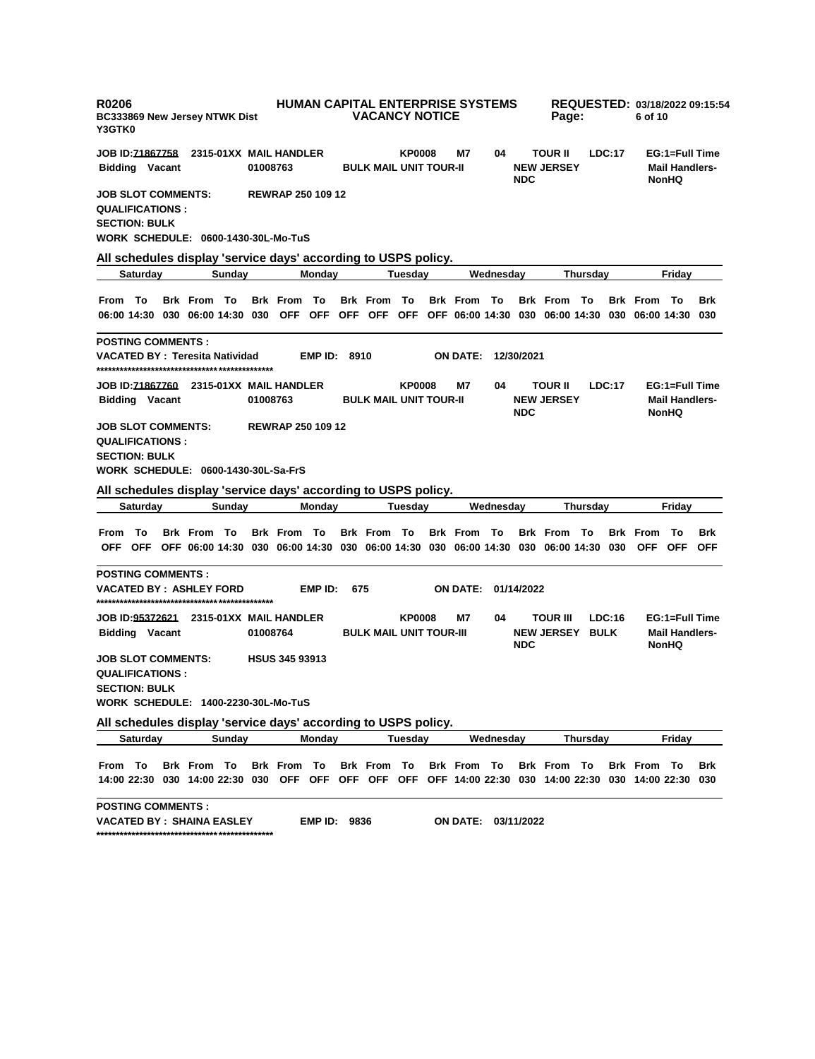**R0206** **HUMAN CAPITAL ENTERPRISE SYSTEMS** **REQUESTED: 03/18/2022 09:15:54**
**BC333869 New Jersey NTWK Dist** **VACANCY NOTICE**
**Y3GTK0**

**JOB ID:71867758** **2315-01XX MAIL HANDLER** **KP0008** **M7** **04** **TOUR II** **LDC:17** **EG:1=Full Time**
**Bidding Vacant** **01008763** **BULK MAIL UNIT TOUR-II** **NEW JERSEY NDC** **Mail Handlers-NonHQ**

**JOB SLOT COMMENTS:** **REWRAP 250 109 12**
**QUALIFICATIONS :**
**SECTION: BULK**
**WORK SCHEDULE: 0600-1430-30L-Mo-TuS**

**All schedules display 'service days' according to USPS policy.**

| Saturday | | | Sunday | | | Monday | | | Tuesday | | | Wednesday | | | Thursday | | | Friday | | |
|---|---|---|---|---|---|---|---|---|---|---|---|---|---|---|---|---|---|---|---|---|
| From | To | Brk | From | To | Brk | From | To | Brk | From | To | Brk | From | To | Brk | From | To | Brk | From | To | Brk |
| 06:00 | 14:30 | 030 | 06:00 | 14:30 | 030 | OFF | OFF | OFF | OFF | OFF | OFF | 06:00 | 14:30 | 030 | 06:00 | 14:30 | 030 | 06:00 | 14:30 | 030 |

**POSTING COMMENTS :**
**VACATED BY : Teresita Natividad** **EMP ID: 8910** **ON DATE: 12/30/2021**

**************************************************

**JOB ID:71867760** **2315-01XX MAIL HANDLER** **KP0008** **M7** **04** **TOUR II** **LDC:17** **EG:1=Full Time**
**Bidding Vacant** **01008763** **BULK MAIL UNIT TOUR-II** **NEW JERSEY NDC** **Mail Handlers-NonHQ**

**JOB SLOT COMMENTS:** **REWRAP 250 109 12**
**QUALIFICATIONS :**
**SECTION: BULK**
**WORK SCHEDULE: 0600-1430-30L-Sa-FrS**

**All schedules display 'service days' according to USPS policy.**

| Saturday | | | Sunday | | | Monday | | | Tuesday | | | Wednesday | | | Thursday | | | Friday | | |
|---|---|---|---|---|---|---|---|---|---|---|---|---|---|---|---|---|---|---|---|---|
| From | To | Brk | From | To | Brk | From | To | Brk | From | To | Brk | From | To | Brk | From | To | Brk | From | To | Brk |
| OFF | OFF | OFF | 06:00 | 14:30 | 030 | 06:00 | 14:30 | 030 | 06:00 | 14:30 | 030 | 06:00 | 14:30 | 030 | 06:00 | 14:30 | 030 | OFF | OFF | OFF |

**POSTING COMMENTS :**
**VACATED BY : ASHLEY FORD** **EMP ID: 675** **ON DATE: 01/14/2022**

**************************************************

**JOB ID:95372621** **2315-01XX MAIL HANDLER** **KP0008** **M7** **04** **TOUR III** **LDC:16** **EG:1=Full Time**
**Bidding Vacant** **01008764** **BULK MAIL UNIT TOUR-III** **NEW JERSEY BULK NDC** **Mail Handlers-NonHQ**

**JOB SLOT COMMENTS:** **HSUS 345 93913**
**QUALIFICATIONS :**
**SECTION: BULK**
**WORK SCHEDULE: 1400-2230-30L-Mo-TuS**

**All schedules display 'service days' according to USPS policy.**

| Saturday | | | Sunday | | | Monday | | | Tuesday | | | Wednesday | | | Thursday | | | Friday | | |
|---|---|---|---|---|---|---|---|---|---|---|---|---|---|---|---|---|---|---|---|---|
| From | To | Brk | From | To | Brk | From | To | Brk | From | To | Brk | From | To | Brk | From | To | Brk | From | To | Brk |
| 14:00 | 22:30 | 030 | 14:00 | 22:30 | 030 | OFF | OFF | OFF | OFF | OFF | OFF | 14:00 | 22:30 | 030 | 14:00 | 22:30 | 030 | 14:00 | 22:30 | 030 |

**POSTING COMMENTS :**
**VACATED BY : SHAINA EASLEY** **EMP ID: 9836** **ON DATE: 03/11/2022**

**************************************************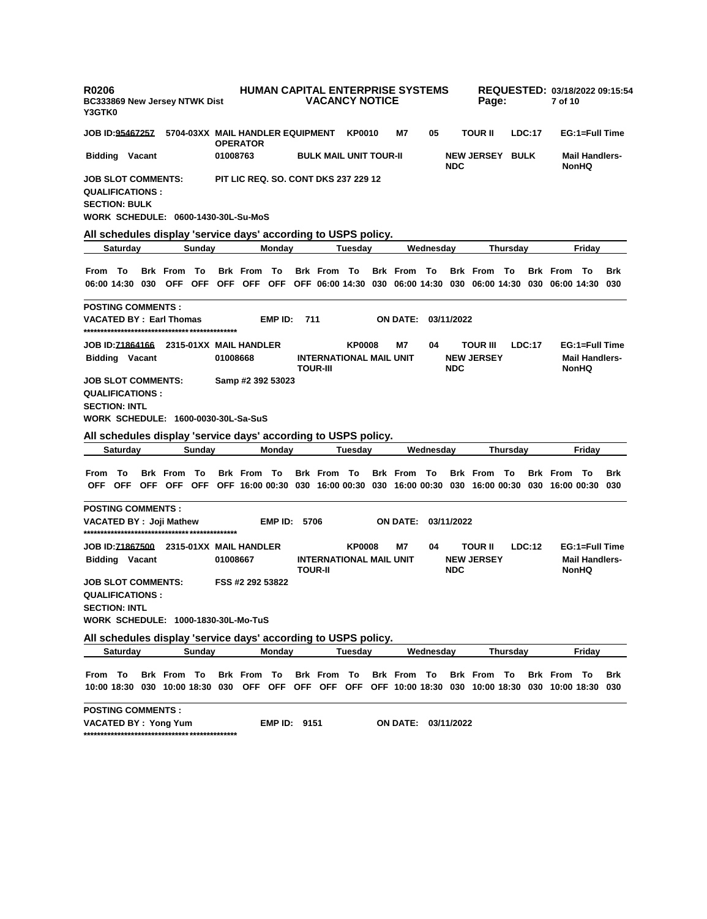R0206 HUMAN CAPITAL ENTERPRISE SYSTEMS REQUESTED: 03/18/2022 09:15:54
BC333869 New Jersey NTWK Dist VACANCY NOTICE
Y3GTK0

**JOB ID:95467257** 5704-03XX MAIL HANDLER EQUIPMENT OPERATOR KP0010 M7 05 TOUR II LDC:17 EG:1=Full Time
**Bidding Vacant** 01008763 BULK MAIL UNIT TOUR-II NEW JERSEY NDC BULK Mail Handlers-NonHQ

**JOB SLOT COMMENTS:** PIT LIC REQ. SO. CONT DKS 237 229 12
**QUALIFICATIONS :**
**SECTION:** BULK
**WORK SCHEDULE:** 0600-1430-30L-Su-MoS

**All schedules display 'service days' according to USPS policy.**

| Saturday | | | Sunday | | | Monday | | | Tuesday | | | Wednesday | | | Thursday | | | Friday | | |
|---|---|---|---|---|---|---|---|---|---|---|---|---|---|---|---|---|---|---|---|---|
| From | To | Brk | From | To | Brk | From | To | Brk | From | To | Brk | From | To | Brk | From | To | Brk | From | To | Brk |
| 06:00 | 14:30 | 030 | OFF | OFF | OFF | OFF | OFF | OFF | 06:00 | 14:30 | 030 | 06:00 | 14:30 | 030 | 06:00 | 14:30 | 030 | 06:00 | 14:30 | 030 |

**POSTING COMMENTS :**
**VACATED BY :** Earl Thomas **EMP ID:** 711 **ON DATE:** 03/11/2022
*********************************************

**JOB ID:71864166** 2315-01XX MAIL HANDLER KP0008 M7 04 TOUR III LDC:17 EG:1=Full Time
**Bidding Vacant** 01008668 INTERNATIONAL MAIL UNIT TOUR-III NEW JERSEY NDC Mail Handlers-NonHQ

**JOB SLOT COMMENTS:** Samp #2 392 53023
**QUALIFICATIONS :**
**SECTION:** INTL
**WORK SCHEDULE:** 1600-0030-30L-Sa-SuS

**All schedules display 'service days' according to USPS policy.**

| Saturday | | | Sunday | | | Monday | | | Tuesday | | | Wednesday | | | Thursday | | | Friday | | |
|---|---|---|---|---|---|---|---|---|---|---|---|---|---|---|---|---|---|---|---|---|
| From | To | Brk | From | To | Brk | From | To | Brk | From | To | Brk | From | To | Brk | From | To | Brk | From | To | Brk |
| OFF | OFF | OFF | OFF | OFF | OFF | 16:00 | 00:30 | 030 | 16:00 | 00:30 | 030 | 16:00 | 00:30 | 030 | 16:00 | 00:30 | 030 | 16:00 | 00:30 | 030 |

**POSTING COMMENTS :**
**VACATED BY :** Joji Mathew **EMP ID:** 5706 **ON DATE:** 03/11/2022
*********************************************

**JOB ID:71867500** 2315-01XX MAIL HANDLER KP0008 M7 04 TOUR II LDC:12 EG:1=Full Time
**Bidding Vacant** 01008667 INTERNATIONAL MAIL UNIT TOUR-II NEW JERSEY NDC Mail Handlers-NonHQ

**JOB SLOT COMMENTS:** FSS #2 292 53822
**QUALIFICATIONS :**
**SECTION:** INTL
**WORK SCHEDULE:** 1000-1830-30L-Mo-TuS

**All schedules display 'service days' according to USPS policy.**

| Saturday | | | Sunday | | | Monday | | | Tuesday | | | Wednesday | | | Thursday | | | Friday | | |
|---|---|---|---|---|---|---|---|---|---|---|---|---|---|---|---|---|---|---|---|---|
| From | To | Brk | From | To | Brk | From | To | Brk | From | To | Brk | From | To | Brk | From | To | Brk | From | To | Brk |
| 10:00 | 18:30 | 030 | 10:00 | 18:30 | 030 | OFF | OFF | OFF | OFF | OFF | OFF | 10:00 | 18:30 | 030 | 10:00 | 18:30 | 030 | 10:00 | 18:30 | 030 |

**POSTING COMMENTS :**
**VACATED BY :** Yong Yum **EMP ID:** 9151 **ON DATE:** 03/11/2022
*********************************************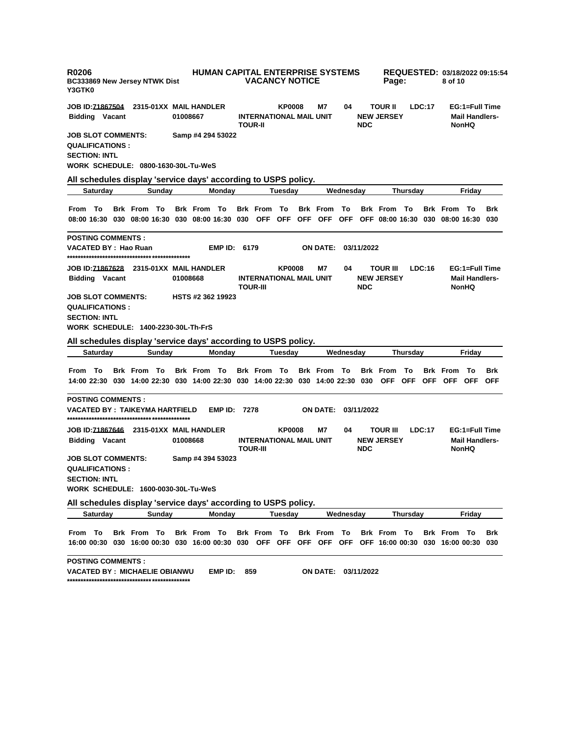**R0206** **HUMAN CAPITAL ENTERPRISE SYSTEMS** **REQUESTED: 03/18/2022 09:15:54**
**BC333869 New Jersey NTWK Dist** **VACANCY NOTICE**
**Y3GTK0**

**JOB ID:71867504** **2315-01XX MAIL HANDLER** **KP0008** **M7** **04** **TOUR II** **LDC:17** **EG:1=Full Time**
**Bidding Vacant** **01008667** **INTERNATIONAL MAIL UNIT TOUR-II** **NEW JERSEY NDC** **Mail Handlers-NonHQ**

**JOB SLOT COMMENTS:** **Samp #4 294 53022**
**QUALIFICATIONS :**
**SECTION: INTL**
**WORK SCHEDULE: 0800-1630-30L-Tu-WeS**

**All schedules display 'service days' according to USPS policy.**

| Saturday | | | Sunday | | | Monday | | | Tuesday | | | Wednesday | | | Thursday | | | Friday | | |
|---|---|---|---|---|---|---|---|---|---|---|---|---|---|---|---|---|---|---|---|---|
| From | To | Brk | From | To | Brk | From | To | Brk | From | To | Brk | From | To | Brk | From | To | Brk | From | To | Brk |
| 08:00 | 16:30 | 030 | 08:00 | 16:30 | 030 | 08:00 | 16:30 | 030 | OFF | OFF | OFF | OFF | OFF | OFF | 08:00 | 16:30 | 030 | 08:00 | 16:30 | 030 |

**POSTING COMMENTS :**
**VACATED BY : Hao Ruan** **EMP ID: 6179** **ON DATE: 03/11/2022**
**\*\*\*\*\*\*\*\*\*\*\*\*\*\*\*\*\*\*\*\*\*\*\*\*\*\*\*\*\*\*\*\*\*\*\*\*\*\*\*\*\*\*\*\*\*\*\*\*\*\*\*\*\*\*\*\*\*\***

**JOB ID:71867628** **2315-01XX MAIL HANDLER** **KP0008** **M7** **04** **TOUR III** **LDC:16** **EG:1=Full Time**
**Bidding Vacant** **01008668** **INTERNATIONAL MAIL UNIT TOUR-III** **NEW JERSEY NDC** **Mail Handlers-NonHQ**

**JOB SLOT COMMENTS:** **HSTS #2 362 19923**
**QUALIFICATIONS :**
**SECTION: INTL**
**WORK SCHEDULE: 1400-2230-30L-Th-FrS**

**All schedules display 'service days' according to USPS policy.**

| Saturday | | | Sunday | | | Monday | | | Tuesday | | | Wednesday | | | Thursday | | | Friday | | |
|---|---|---|---|---|---|---|---|---|---|---|---|---|---|---|---|---|---|---|---|---|
| From | To | Brk | From | To | Brk | From | To | Brk | From | To | Brk | From | To | Brk | From | To | Brk | From | To | Brk |
| 14:00 | 22:30 | 030 | 14:00 | 22:30 | 030 | 14:00 | 22:30 | 030 | 14:00 | 22:30 | 030 | 14:00 | 22:30 | 030 | OFF | OFF | OFF | OFF | OFF | OFF |

**POSTING COMMENTS :**
**VACATED BY : TAIKEYMA HARTFIELD** **EMP ID: 7278** **ON DATE: 03/11/2022**
**\*\*\*\*\*\*\*\*\*\*\*\*\*\*\*\*\*\*\*\*\*\*\*\*\*\*\*\*\*\*\*\*\*\*\*\*\*\*\*\*\*\*\*\*\*\*\*\*\*\*\*\*\*\*\*\*\*\***

**JOB ID:71867646** **2315-01XX MAIL HANDLER** **KP0008** **M7** **04** **TOUR III** **LDC:17** **EG:1=Full Time**
**Bidding Vacant** **01008668** **INTERNATIONAL MAIL UNIT TOUR-III** **NEW JERSEY NDC** **Mail Handlers-NonHQ**

**JOB SLOT COMMENTS:** **Samp #4 394 53023**
**QUALIFICATIONS :**
**SECTION: INTL**
**WORK SCHEDULE: 1600-0030-30L-Tu-WeS**

**All schedules display 'service days' according to USPS policy.**

| Saturday | | | Sunday | | | Monday | | | Tuesday | | | Wednesday | | | Thursday | | | Friday | | |
|---|---|---|---|---|---|---|---|---|---|---|---|---|---|---|---|---|---|---|---|---|
| From | To | Brk | From | To | Brk | From | To | Brk | From | To | Brk | From | To | Brk | From | To | Brk | From | To | Brk |
| 16:00 | 00:30 | 030 | 16:00 | 00:30 | 030 | 16:00 | 00:30 | 030 | OFF | OFF | OFF | OFF | OFF | OFF | 16:00 | 00:30 | 030 | 16:00 | 00:30 | 030 |

**POSTING COMMENTS :**
**VACATED BY : MICHAELIE OBIANWU** **EMP ID: 859** **ON DATE: 03/11/2022**
**\*\*\*\*\*\*\*\*\*\*\*\*\*\*\*\*\*\*\*\*\*\*\*\*\*\*\*\*\*\*\*\*\*\*\*\*\*\*\*\*\*\*\*\*\*\*\*\*\*\*\*\*\*\*\*\*\*\***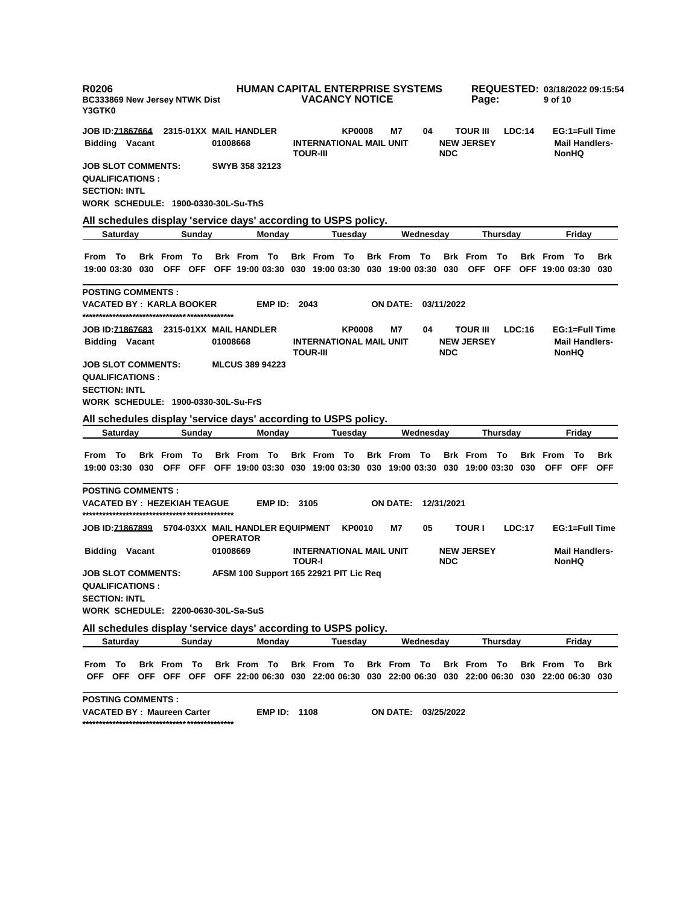**R0206** **HUMAN CAPITAL ENTERPRISE SYSTEMS** **REQUESTED: 03/18/2022 09:15:54**
**BC333869 New Jersey NTWK Dist** **VACANCY NOTICE**
**Y3GTK0**

**JOB ID:71867664** **2315-01XX MAIL HANDLER** **KP0008** **M7** **04** **TOUR III** **LDC:14** **EG:1=Full Time**
**Bidding Vacant** **01008668** **INTERNATIONAL MAIL UNIT TOUR-III** **NEW JERSEY NDC** **Mail Handlers-NonHQ**
**JOB SLOT COMMENTS:** **SWYB 358 32123**
**QUALIFICATIONS :**
**SECTION: INTL**
**WORK SCHEDULE: 1900-0330-30L-Su-ThS**

**All schedules display 'service days' according to USPS policy.**

| Saturday | | | Sunday | | | Monday | | | Tuesday | | | Wednesday | | | Thursday | | | Friday | | |
|---|---|---|---|---|---|---|---|---|---|---|---|---|---|---|---|---|---|---|---|---|
| From | To | Brk | From | To | Brk | From | To | Brk | From | To | Brk | From | To | Brk | From | To | Brk | From | To | Brk |
| 19:00 | 03:30 | 030 | OFF | OFF | OFF | 19:00 | 03:30 | 030 | 19:00 | 03:30 | 030 | 19:00 | 03:30 | 030 | OFF | OFF | OFF | 19:00 | 03:30 | 030 |

**POSTING COMMENTS :**
**VACATED BY : KARLA BOOKER** **EMP ID: 2043** **ON DATE: 03/11/2022**
\*\*\*\*\*\*\*\*\*\*\*\*\*\*\*\*\*\*\*\*\*\*\*\*\*\*\*\*\*\*\*\*\*\*\*\*\*\*\*\*\*\*\*\*\*\*\*\*\*\*\*\*\*\*\*\*\*\*

**JOB ID:71867683** **2315-01XX MAIL HANDLER** **KP0008** **M7** **04** **TOUR III** **LDC:16** **EG:1=Full Time**
**Bidding Vacant** **01008668** **INTERNATIONAL MAIL UNIT TOUR-III** **NEW JERSEY NDC** **Mail Handlers-NonHQ**
**JOB SLOT COMMENTS:** **MLCUS 389 94223**
**QUALIFICATIONS :**
**SECTION: INTL**
**WORK SCHEDULE: 1900-0330-30L-Su-FrS**

**All schedules display 'service days' according to USPS policy.**

| Saturday | | | Sunday | | | Monday | | | Tuesday | | | Wednesday | | | Thursday | | | Friday | | |
|---|---|---|---|---|---|---|---|---|---|---|---|---|---|---|---|---|---|---|---|---|
| From | To | Brk | From | To | Brk | From | To | Brk | From | To | Brk | From | To | Brk | From | To | Brk | From | To | Brk |
| 19:00 | 03:30 | 030 | OFF | OFF | OFF | 19:00 | 03:30 | 030 | 19:00 | 03:30 | 030 | 19:00 | 03:30 | 030 | 19:00 | 03:30 | 030 | OFF | OFF | OFF |

**POSTING COMMENTS :**
**VACATED BY : HEZEKIAH TEAGUE** **EMP ID: 3105** **ON DATE: 12/31/2021**
\*\*\*\*\*\*\*\*\*\*\*\*\*\*\*\*\*\*\*\*\*\*\*\*\*\*\*\*\*\*\*\*\*\*\*\*\*\*\*\*\*\*\*\*\*\*\*\*\*\*\*\*\*\*\*\*\*\*

**JOB ID:71867899** **5704-03XX MAIL HANDLER EQUIPMENT OPERATOR** **KP0010** **M7** **05** **TOUR I** **LDC:17** **EG:1=Full Time**
**Bidding Vacant** **01008669** **INTERNATIONAL MAIL UNIT TOUR-I** **NEW JERSEY NDC** **Mail Handlers-NonHQ**
**JOB SLOT COMMENTS:** **AFSM 100 Support 165 22921 PIT Lic Req**
**QUALIFICATIONS :**
**SECTION: INTL**
**WORK SCHEDULE: 2200-0630-30L-Sa-SuS**

**All schedules display 'service days' according to USPS policy.**

| Saturday | | | Sunday | | | Monday | | | Tuesday | | | Wednesday | | | Thursday | | | Friday | | |
|---|---|---|---|---|---|---|---|---|---|---|---|---|---|---|---|---|---|---|---|---|
| From | To | Brk | From | To | Brk | From | To | Brk | From | To | Brk | From | To | Brk | From | To | Brk | From | To | Brk |
| OFF | OFF | OFF | OFF | OFF | OFF | 22:00 | 06:30 | 030 | 22:00 | 06:30 | 030 | 22:00 | 06:30 | 030 | 22:00 | 06:30 | 030 | 22:00 | 06:30 | 030 |

**POSTING COMMENTS :**
**VACATED BY : Maureen Carter** **EMP ID: 1108** **ON DATE: 03/25/2022**
\*\*\*\*\*\*\*\*\*\*\*\*\*\*\*\*\*\*\*\*\*\*\*\*\*\*\*\*\*\*\*\*\*\*\*\*\*\*\*\*\*\*\*\*\*\*\*\*\*\*\*\*\*\*\*\*\*\*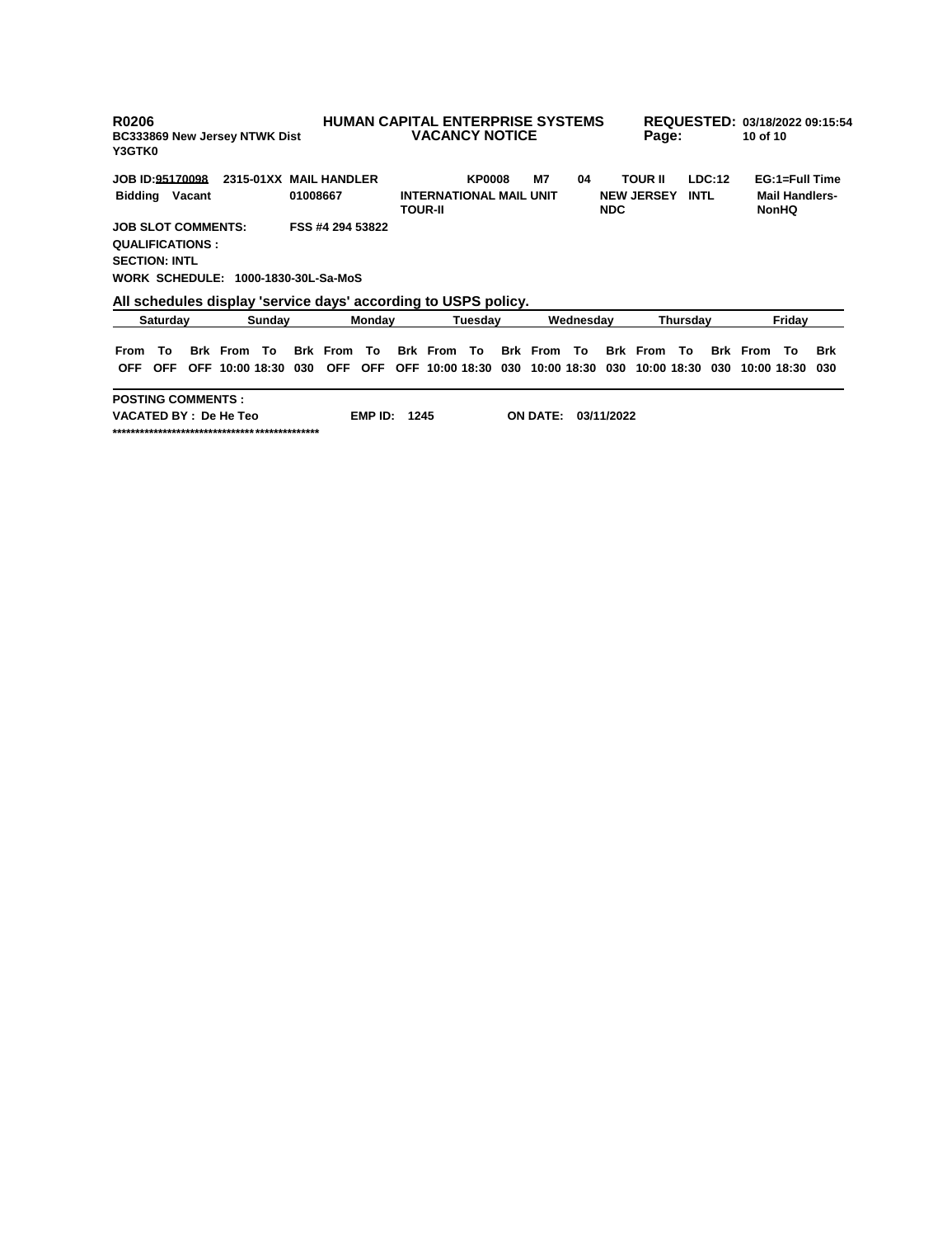**R0206** | **HUMAN CAPITAL ENTERPRISE SYSTEMS** | **REQUESTED: 03/18/2022 09:15:54**

**BC333869 New Jersey NTWK Dist**

**VACANCY NOTICE**

**Y3GTK0**

| | | | | | | | | |
|---|---|---|---|---|---|---|---|---|
| **JOB ID:95170098** | **2315-01XX MAIL HANDLER** | | **KP0008** | **M7** | **04** | **TOUR II** | **LDC:12** | **EG:1=Full Time** |
| **Bidding Vacant** | **01008667** | **INTERNATIONAL MAIL UNIT TOUR-II** | | | | **NEW JERSEY NDC** | **INTL** | **Mail Handlers-NonHQ** |

**JOB SLOT COMMENTS:** **FSS #4 294 53822**

**QUALIFICATIONS :**

**SECTION: INTL**

**WORK SCHEDULE: 1000-1830-30L-Sa-MoS**

**All schedules display 'service days' according to USPS policy.**

| Saturday | | | Sunday | | | Monday | | | Tuesday | | | Wednesday | | | Thursday | | | Friday | | |
|---|---|---|---|---|---|---|---|---|---|---|---|---|---|---|---|---|---|---|---|---|
| From | To | Brk | From | To | Brk | From | To | Brk | From | To | Brk | From | To | Brk | From | To | Brk | From | To | Brk |
| OFF | OFF | OFF | 10:00 | 18:30 | 030 | OFF | OFF | OFF | 10:00 | 18:30 | 030 | 10:00 | 18:30 | 030 | 10:00 | 18:30 | 030 | 10:00 | 18:30 | 030 |

**POSTING COMMENTS :**

**VACATED BY : De He Teo** **EMP ID: 1245** **ON DATE: 03/11/2022**

***********************************************